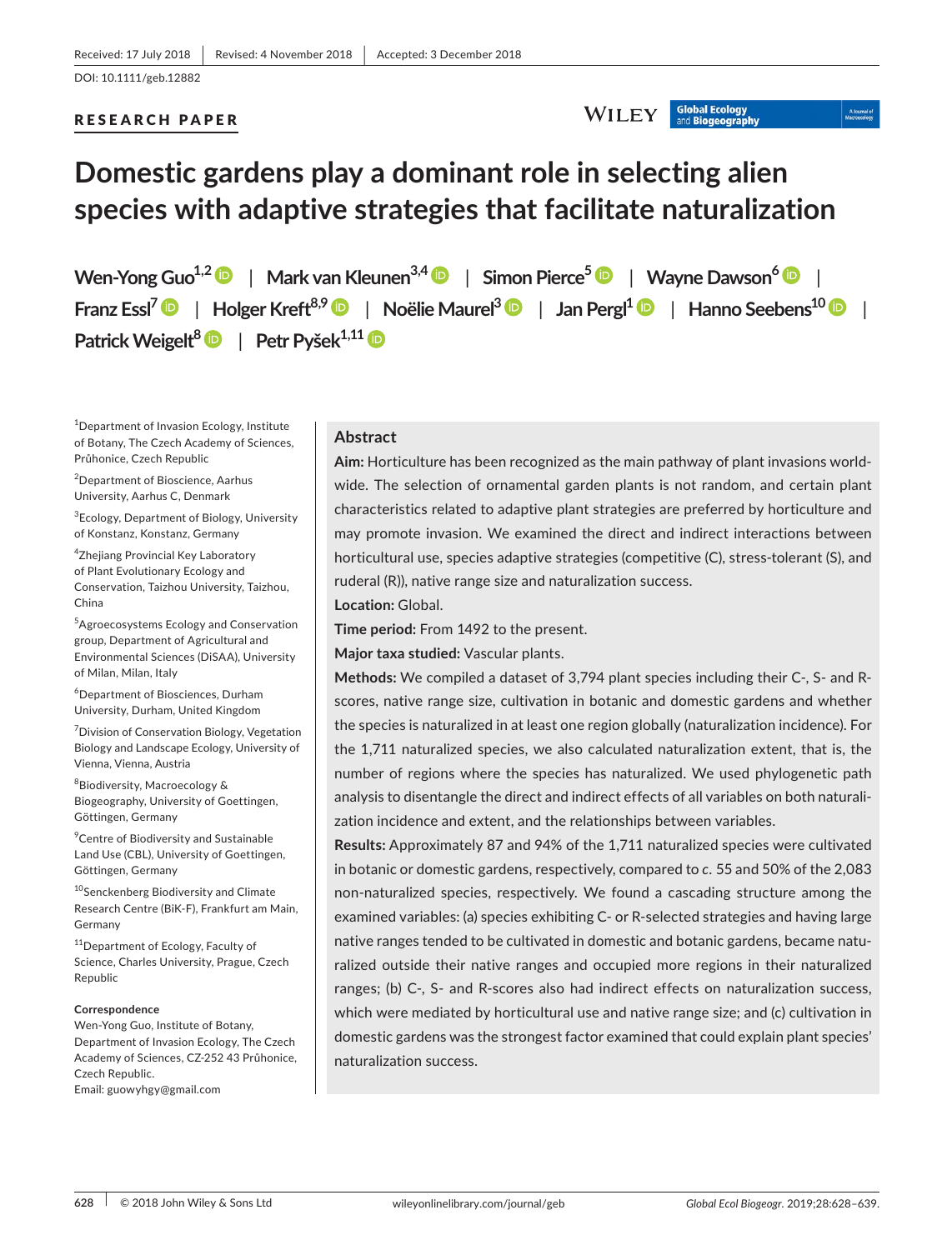Received: 17 July 2018 | Revised: 4 November 2018 | Accepted: 3 December 2018

DOI: 10.1111/geb.12882

RESEARCH PAPER

# Domestic gardens play a dominant role in selecting alien species with adaptive strategies that facilitate naturalization

Wen-Yong Guo[1,2] | Mark van Kleunen[3,4] | Simon Pierce[5] | Wayne Dawson[6] | Franz Essl[7] | Holger Kreft[8,9] | Noëlie Maurel[3] | Jan Pergl[1] | Hanno Seebens[10] | Patrick Weigelt[8] | Petr Pyšek[1,11]

[1]Department of Invasion Ecology, Institute of Botany, The Czech Academy of Sciences, Průhonice, Czech Republic

[2]Department of Bioscience, Aarhus University, Aarhus C, Denmark

[3]Ecology, Department of Biology, University of Konstanz, Konstanz, Germany

[4]Zhejiang Provincial Key Laboratory of Plant Evolutionary Ecology and Conservation, Taizhou University, Taizhou, China

[5]Agroecosystems Ecology and Conservation group, Department of Agricultural and Environmental Sciences (DiSAA), University of Milan, Milan, Italy

[6]Department of Biosciences, Durham University, Durham, United Kingdom

[7]Division of Conservation Biology, Vegetation Biology and Landscape Ecology, University of Vienna, Vienna, Austria

[8]Biodiversity, Macroecology & Biogeography, University of Goettingen, Göttingen, Germany

[9]Centre of Biodiversity and Sustainable Land Use (CBL), University of Goettingen, Göttingen, Germany

[10]Senckenberg Biodiversity and Climate Research Centre (BiK-F), Frankfurt am Main, Germany

[11]Department of Ecology, Faculty of Science, Charles University, Prague, Czech Republic

**Correspondence**
Wen-Yong Guo, Institute of Botany, Department of Invasion Ecology, The Czech Academy of Sciences, CZ-252 43 Průhonice, Czech Republic.
Email: guowyhgy@gmail.com

## Abstract

**Aim:** Horticulture has been recognized as the main pathway of plant invasions worldwide. The selection of ornamental garden plants is not random, and certain plant characteristics related to adaptive plant strategies are preferred by horticulture and may promote invasion. We examined the direct and indirect interactions between horticultural use, species adaptive strategies (competitive (C), stress-tolerant (S), and ruderal (R)), native range size and naturalization success.

**Location:** Global.

**Time period:** From 1492 to the present.

**Major taxa studied:** Vascular plants.

**Methods:** We compiled a dataset of 3,794 plant species including their C-, S- and R-scores, native range size, cultivation in botanic and domestic gardens and whether the species is naturalized in at least one region globally (naturalization incidence). For the 1,711 naturalized species, we also calculated naturalization extent, that is, the number of regions where the species has naturalized. We used phylogenetic path analysis to disentangle the direct and indirect effects of all variables on both naturalization incidence and extent, and the relationships between variables.

**Results:** Approximately 87 and 94% of the 1,711 naturalized species were cultivated in botanic or domestic gardens, respectively, compared to *c.* 55 and 50% of the 2,083 non-naturalized species, respectively. We found a cascading structure among the examined variables: (a) species exhibiting C- or R-selected strategies and having large native ranges tended to be cultivated in domestic and botanic gardens, became naturalized outside their native ranges and occupied more regions in their naturalized ranges; (b) C-, S- and R-scores also had indirect effects on naturalization success, which were mediated by horticultural use and native range size; and (c) cultivation in domestic gardens was the strongest factor examined that could explain plant species' naturalization success.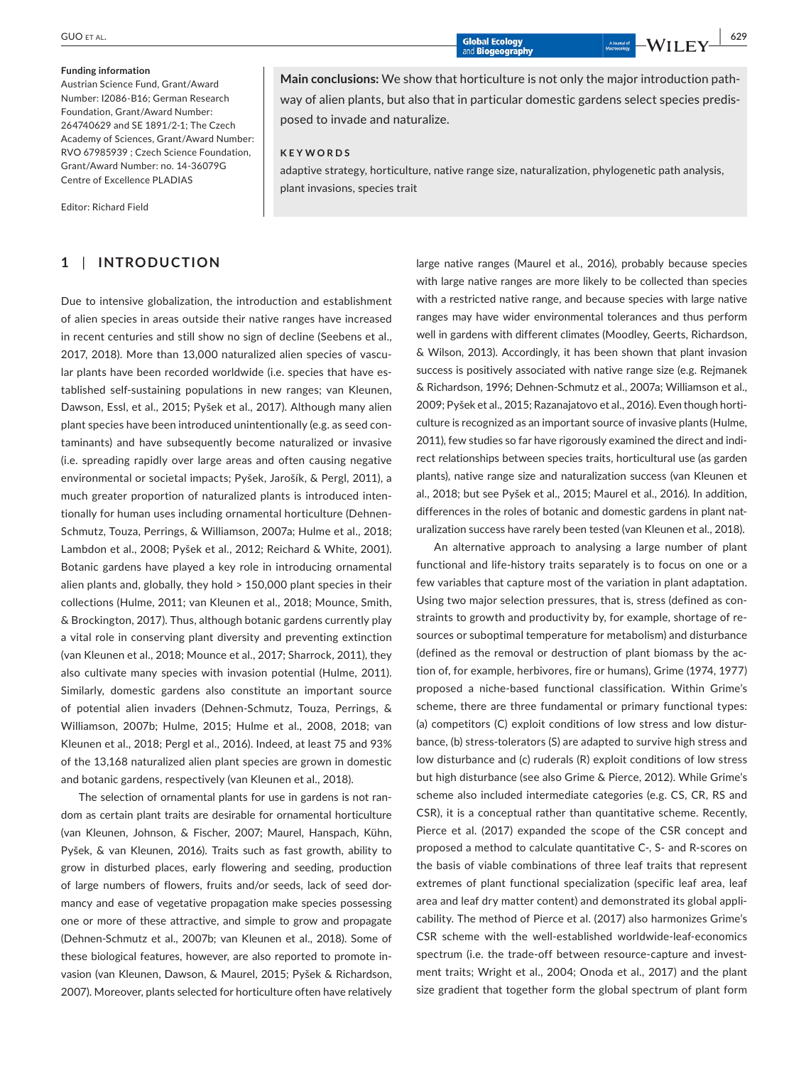**Funding information**

Austrian Science Fund, Grant/Award Number: I2086-B16; German Research Foundation, Grant/Award Number: 264740629 and SE 1891/2-1; The Czech Academy of Sciences, Grant/Award Number: RVO 67985939 ; Czech Science Foundation, Grant/Award Number: no. 14-36079G Centre of Excellence PLADIAS

Editor: Richard Field

**Main conclusions:** We show that horticulture is not only the major introduction pathway of alien plants, but also that in particular domestic gardens select species predisposed to invade and naturalize.

**KEYWORDS**

adaptive strategy, horticulture, native range size, naturalization, phylogenetic path analysis, plant invasions, species trait

## 1 | INTRODUCTION

Due to intensive globalization, the introduction and establishment of alien species in areas outside their native ranges have increased in recent centuries and still show no sign of decline (Seebens et al., 2017, 2018). More than 13,000 naturalized alien species of vascular plants have been recorded worldwide (i.e. species that have established self-sustaining populations in new ranges; van Kleunen, Dawson, Essl, et al., 2015; Pyšek et al., 2017). Although many alien plant species have been introduced unintentionally (e.g. as seed contaminants) and have subsequently become naturalized or invasive (i.e. spreading rapidly over large areas and often causing negative environmental or societal impacts; Pyšek, Jarošík, & Pergl, 2011), a much greater proportion of naturalized plants is introduced intentionally for human uses including ornamental horticulture (Dehnen-Schmutz, Touza, Perrings, & Williamson, 2007a; Hulme et al., 2018; Lambdon et al., 2008; Pyšek et al., 2012; Reichard & White, 2001). Botanic gardens have played a key role in introducing ornamental alien plants and, globally, they hold > 150,000 plant species in their collections (Hulme, 2011; van Kleunen et al., 2018; Mounce, Smith, & Brockington, 2017). Thus, although botanic gardens currently play a vital role in conserving plant diversity and preventing extinction (van Kleunen et al., 2018; Mounce et al., 2017; Sharrock, 2011), they also cultivate many species with invasion potential (Hulme, 2011). Similarly, domestic gardens also constitute an important source of potential alien invaders (Dehnen-Schmutz, Touza, Perrings, & Williamson, 2007b; Hulme, 2015; Hulme et al., 2008, 2018; van Kleunen et al., 2018; Pergl et al., 2016). Indeed, at least 75 and 93% of the 13,168 naturalized alien plant species are grown in domestic and botanic gardens, respectively (van Kleunen et al., 2018).

The selection of ornamental plants for use in gardens is not random as certain plant traits are desirable for ornamental horticulture (van Kleunen, Johnson, & Fischer, 2007; Maurel, Hanspach, Kühn, Pyšek, & van Kleunen, 2016). Traits such as fast growth, ability to grow in disturbed places, early flowering and seeding, production of large numbers of flowers, fruits and/or seeds, lack of seed dormancy and ease of vegetative propagation make species possessing one or more of these attractive, and simple to grow and propagate (Dehnen-Schmutz et al., 2007b; van Kleunen et al., 2018). Some of these biological features, however, are also reported to promote invasion (van Kleunen, Dawson, & Maurel, 2015; Pyšek & Richardson, 2007). Moreover, plants selected for horticulture often have relatively large native ranges (Maurel et al., 2016), probably because species with large native ranges are more likely to be collected than species with a restricted native range, and because species with large native ranges may have wider environmental tolerances and thus perform well in gardens with different climates (Moodley, Geerts, Richardson, & Wilson, 2013). Accordingly, it has been shown that plant invasion success is positively associated with native range size (e.g. Rejmanek & Richardson, 1996; Dehnen-Schmutz et al., 2007a; Williamson et al., 2009; Pyšek et al., 2015; Razanajatovo et al., 2016). Even though horticulture is recognized as an important source of invasive plants (Hulme, 2011), few studies so far have rigorously examined the direct and indirect relationships between species traits, horticultural use (as garden plants), native range size and naturalization success (van Kleunen et al., 2018; but see Pyšek et al., 2015; Maurel et al., 2016). In addition, differences in the roles of botanic and domestic gardens in plant naturalization success have rarely been tested (van Kleunen et al., 2018).

An alternative approach to analysing a large number of plant functional and life-history traits separately is to focus on one or a few variables that capture most of the variation in plant adaptation. Using two major selection pressures, that is, stress (defined as constraints to growth and productivity by, for example, shortage of resources or suboptimal temperature for metabolism) and disturbance (defined as the removal or destruction of plant biomass by the action of, for example, herbivores, fire or humans), Grime (1974, 1977) proposed a niche-based functional classification. Within Grime's scheme, there are three fundamental or primary functional types: (a) competitors (C) exploit conditions of low stress and low disturbance, (b) stress-tolerators (S) are adapted to survive high stress and low disturbance and (c) ruderals (R) exploit conditions of low stress but high disturbance (see also Grime & Pierce, 2012). While Grime's scheme also included intermediate categories (e.g. CS, CR, RS and CSR), it is a conceptual rather than quantitative scheme. Recently, Pierce et al. (2017) expanded the scope of the CSR concept and proposed a method to calculate quantitative C-, S- and R-scores on the basis of viable combinations of three leaf traits that represent extremes of plant functional specialization (specific leaf area, leaf area and leaf dry matter content) and demonstrated its global applicability. The method of Pierce et al. (2017) also harmonizes Grime's CSR scheme with the well-established worldwide-leaf-economics spectrum (i.e. the trade-off between resource-capture and investment traits; Wright et al., 2004; Onoda et al., 2017) and the plant size gradient that together form the global spectrum of plant form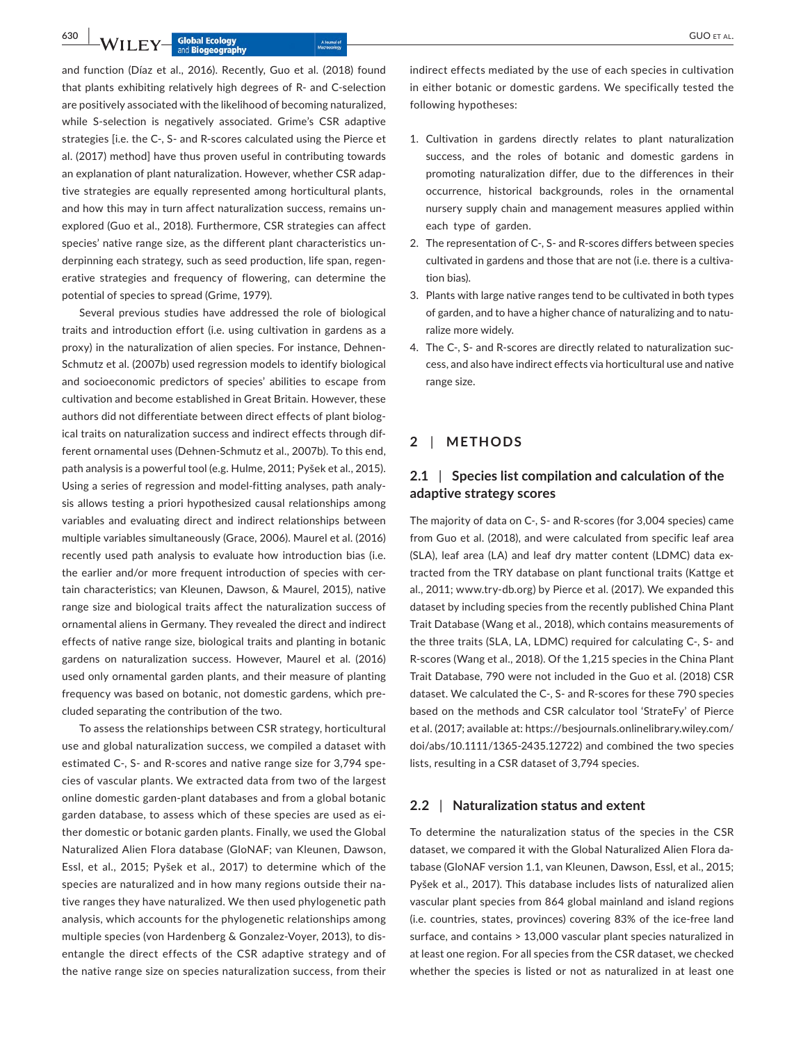and function (Díaz et al., 2016). Recently, Guo et al. (2018) found that plants exhibiting relatively high degrees of R- and C-selection are positively associated with the likelihood of becoming naturalized, while S-selection is negatively associated. Grime's CSR adaptive strategies [i.e. the C-, S- and R-scores calculated using the Pierce et al. (2017) method] have thus proven useful in contributing towards an explanation of plant naturalization. However, whether CSR adaptive strategies are equally represented among horticultural plants, and how this may in turn affect naturalization success, remains unexplored (Guo et al., 2018). Furthermore, CSR strategies can affect species' native range size, as the different plant characteristics underpinning each strategy, such as seed production, life span, regenerative strategies and frequency of flowering, can determine the potential of species to spread (Grime, 1979).

Several previous studies have addressed the role of biological traits and introduction effort (i.e. using cultivation in gardens as a proxy) in the naturalization of alien species. For instance, Dehnen-Schmutz et al. (2007b) used regression models to identify biological and socioeconomic predictors of species' abilities to escape from cultivation and become established in Great Britain. However, these authors did not differentiate between direct effects of plant biological traits on naturalization success and indirect effects through different ornamental uses (Dehnen-Schmutz et al., 2007b). To this end, path analysis is a powerful tool (e.g. Hulme, 2011; Pyšek et al., 2015). Using a series of regression and model-fitting analyses, path analysis allows testing a priori hypothesized causal relationships among variables and evaluating direct and indirect relationships between multiple variables simultaneously (Grace, 2006). Maurel et al. (2016) recently used path analysis to evaluate how introduction bias (i.e. the earlier and/or more frequent introduction of species with certain characteristics; van Kleunen, Dawson, & Maurel, 2015), native range size and biological traits affect the naturalization success of ornamental aliens in Germany. They revealed the direct and indirect effects of native range size, biological traits and planting in botanic gardens on naturalization success. However, Maurel et al. (2016) used only ornamental garden plants, and their measure of planting frequency was based on botanic, not domestic gardens, which precluded separating the contribution of the two.

To assess the relationships between CSR strategy, horticultural use and global naturalization success, we compiled a dataset with estimated C-, S- and R-scores and native range size for 3,794 species of vascular plants. We extracted data from two of the largest online domestic garden-plant databases and from a global botanic garden database, to assess which of these species are used as either domestic or botanic garden plants. Finally, we used the Global Naturalized Alien Flora database (GloNAF; van Kleunen, Dawson, Essl, et al., 2015; Pyšek et al., 2017) to determine which of the species are naturalized and in how many regions outside their native ranges they have naturalized. We then used phylogenetic path analysis, which accounts for the phylogenetic relationships among multiple species (von Hardenberg & Gonzalez-Voyer, 2013), to disentangle the direct effects of the CSR adaptive strategy and of the native range size on species naturalization success, from their indirect effects mediated by the use of each species in cultivation in either botanic or domestic gardens. We specifically tested the following hypotheses:

1. Cultivation in gardens directly relates to plant naturalization success, and the roles of botanic and domestic gardens in promoting naturalization differ, due to the differences in their occurrence, historical backgrounds, roles in the ornamental nursery supply chain and management measures applied within each type of garden.
2. The representation of C-, S- and R-scores differs between species cultivated in gardens and those that are not (i.e. there is a cultivation bias).
3. Plants with large native ranges tend to be cultivated in both types of garden, and to have a higher chance of naturalizing and to naturalize more widely.
4. The C-, S- and R-scores are directly related to naturalization success, and also have indirect effects via horticultural use and native range size.

## 2 | METHODS

### 2.1 | Species list compilation and calculation of the adaptive strategy scores

The majority of data on C-, S- and R-scores (for 3,004 species) came from Guo et al. (2018), and were calculated from specific leaf area (SLA), leaf area (LA) and leaf dry matter content (LDMC) data extracted from the TRY database on plant functional traits (Kattge et al., 2011; www.try-db.org) by Pierce et al. (2017). We expanded this dataset by including species from the recently published China Plant Trait Database (Wang et al., 2018), which contains measurements of the three traits (SLA, LA, LDMC) required for calculating C-, S- and R-scores (Wang et al., 2018). Of the 1,215 species in the China Plant Trait Database, 790 were not included in the Guo et al. (2018) CSR dataset. We calculated the C-, S- and R-scores for these 790 species based on the methods and CSR calculator tool 'StrateFy' of Pierce et al. (2017; available at: https://besjournals.onlinelibrary.wiley.com/doi/abs/10.1111/1365-2435.12722) and combined the two species lists, resulting in a CSR dataset of 3,794 species.

### 2.2 | Naturalization status and extent

To determine the naturalization status of the species in the CSR dataset, we compared it with the Global Naturalized Alien Flora database (GloNAF version 1.1, van Kleunen, Dawson, Essl, et al., 2015; Pyšek et al., 2017). This database includes lists of naturalized alien vascular plant species from 864 global mainland and island regions (i.e. countries, states, provinces) covering 83% of the ice-free land surface, and contains > 13,000 vascular plant species naturalized in at least one region. For all species from the CSR dataset, we checked whether the species is listed or not as naturalized in at least one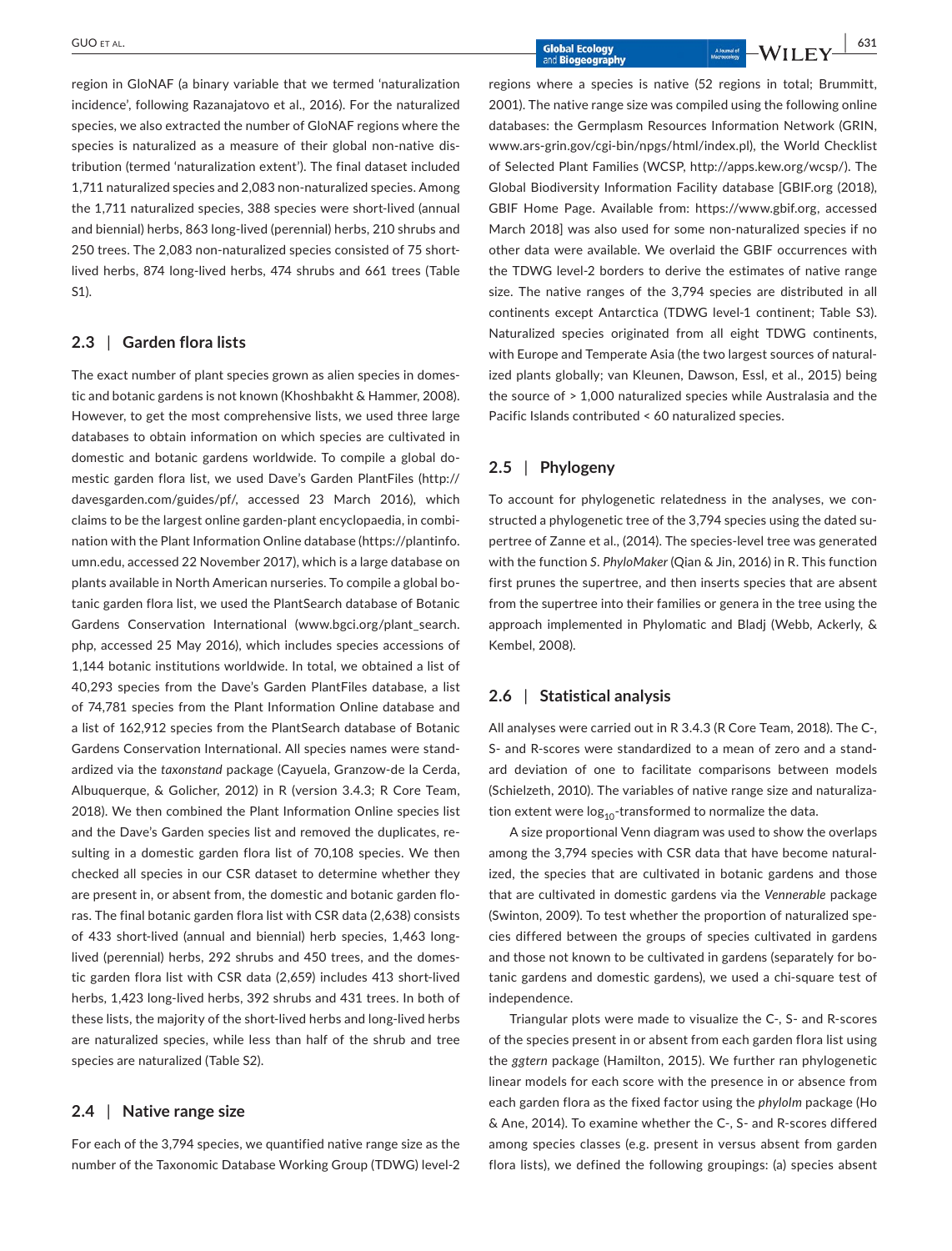region in GloNAF (a binary variable that we termed 'naturalization incidence', following Razanajatovo et al., 2016). For the naturalized species, we also extracted the number of GloNAF regions where the species is naturalized as a measure of their global non-native distribution (termed 'naturalization extent'). The final dataset included 1,711 naturalized species and 2,083 non-naturalized species. Among the 1,711 naturalized species, 388 species were short-lived (annual and biennial) herbs, 863 long-lived (perennial) herbs, 210 shrubs and 250 trees. The 2,083 non-naturalized species consisted of 75 short-lived herbs, 874 long-lived herbs, 474 shrubs and 661 trees (Table S1).

## 2.3 | Garden flora lists

The exact number of plant species grown as alien species in domestic and botanic gardens is not known (Khoshbakht & Hammer, 2008). However, to get the most comprehensive lists, we used three large databases to obtain information on which species are cultivated in domestic and botanic gardens worldwide. To compile a global domestic garden flora list, we used Dave's Garden PlantFiles (http://davesgarden.com/guides/pf/, accessed 23 March 2016), which claims to be the largest online garden-plant encyclopaedia, in combination with the Plant Information Online database (https://plantinfo.umn.edu, accessed 22 November 2017), which is a large database on plants available in North American nurseries. To compile a global botanic garden flora list, we used the PlantSearch database of Botanic Gardens Conservation International (www.bgci.org/plant_search.php, accessed 25 May 2016), which includes species accessions of 1,144 botanic institutions worldwide. In total, we obtained a list of 40,293 species from the Dave's Garden PlantFiles database, a list of 74,781 species from the Plant Information Online database and a list of 162,912 species from the PlantSearch database of Botanic Gardens Conservation International. All species names were standardized via the *taxonstand* package (Cayuela, Granzow-de la Cerda, Albuquerque, & Golicher, 2012) in R (version 3.4.3; R Core Team, 2018). We then combined the Plant Information Online species list and the Dave's Garden species list and removed the duplicates, resulting in a domestic garden flora list of 70,108 species. We then checked all species in our CSR dataset to determine whether they are present in, or absent from, the domestic and botanic garden floras. The final botanic garden flora list with CSR data (2,638) consists of 433 short-lived (annual and biennial) herb species, 1,463 long-lived (perennial) herbs, 292 shrubs and 450 trees, and the domestic garden flora list with CSR data (2,659) includes 413 short-lived herbs, 1,423 long-lived herbs, 392 shrubs and 431 trees. In both of these lists, the majority of the short-lived herbs and long-lived herbs are naturalized species, while less than half of the shrub and tree species are naturalized (Table S2).

## 2.4 | Native range size

For each of the 3,794 species, we quantified native range size as the number of the Taxonomic Database Working Group (TDWG) level-2 regions where a species is native (52 regions in total; Brummitt, 2001). The native range size was compiled using the following online databases: the Germplasm Resources Information Network (GRIN, www.ars-grin.gov/cgi-bin/npgs/html/index.pl), the World Checklist of Selected Plant Families (WCSP, http://apps.kew.org/wcsp/). The Global Biodiversity Information Facility database [GBIF.org (2018), GBIF Home Page. Available from: https://www.gbif.org, accessed March 2018] was also used for some non-naturalized species if no other data were available. We overlaid the GBIF occurrences with the TDWG level-2 borders to derive the estimates of native range size. The native ranges of the 3,794 species are distributed in all continents except Antarctica (TDWG level-1 continent; Table S3). Naturalized species originated from all eight TDWG continents, with Europe and Temperate Asia (the two largest sources of naturalized plants globally; van Kleunen, Dawson, Essl, et al., 2015) being the source of > 1,000 naturalized species while Australasia and the Pacific Islands contributed < 60 naturalized species.

## 2.5 | Phylogeny

To account for phylogenetic relatedness in the analyses, we constructed a phylogenetic tree of the 3,794 species using the dated supertree of Zanne et al., (2014). The species-level tree was generated with the function *S. PhyloMaker* (Qian & Jin, 2016) in R. This function first prunes the supertree, and then inserts species that are absent from the supertree into their families or genera in the tree using the approach implemented in Phylomatic and Bladj (Webb, Ackerly, & Kembel, 2008).

## 2.6 | Statistical analysis

All analyses were carried out in R 3.4.3 (R Core Team, 2018). The C-, S- and R-scores were standardized to a mean of zero and a standard deviation of one to facilitate comparisons between models (Schielzeth, 2010). The variables of native range size and naturalization extent were $\log_{10}$-transformed to normalize the data.

A size proportional Venn diagram was used to show the overlaps among the 3,794 species with CSR data that have become naturalized, the species that are cultivated in botanic gardens and those that are cultivated in domestic gardens via the *Vennerable* package (Swinton, 2009). To test whether the proportion of naturalized species differed between the groups of species cultivated in gardens and those not known to be cultivated in gardens (separately for botanic gardens and domestic gardens), we used a chi-square test of independence.

Triangular plots were made to visualize the C-, S- and R-scores of the species present in or absent from each garden flora list using the *ggtern* package (Hamilton, 2015). We further ran phylogenetic linear models for each score with the presence in or absence from each garden flora as the fixed factor using the *phylolm* package (Ho & Ane, 2014). To examine whether the C-, S- and R-scores differed among species classes (e.g. present in versus absent from garden flora lists), we defined the following groupings: (a) species absent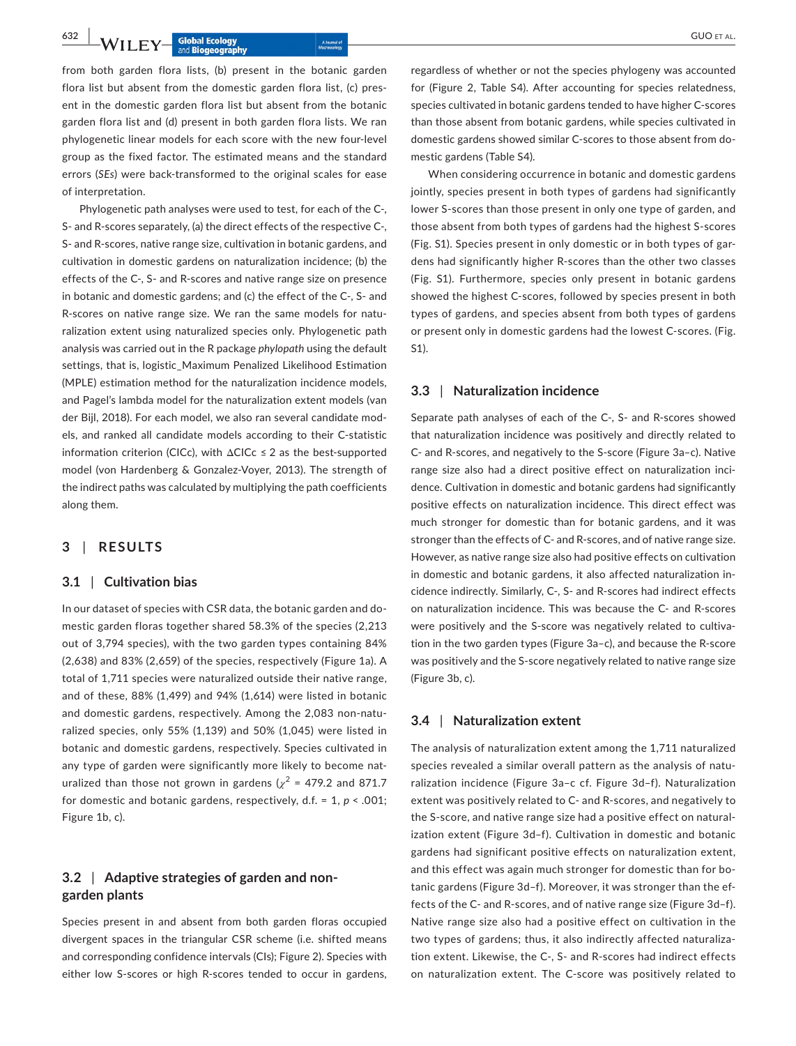from both garden flora lists, (b) present in the botanic garden flora list but absent from the domestic garden flora list, (c) present in the domestic garden flora list but absent from the botanic garden flora list and (d) present in both garden flora lists. We ran phylogenetic linear models for each score with the new four-level group as the fixed factor. The estimated means and the standard errors (*SEs*) were back-transformed to the original scales for ease of interpretation.

Phylogenetic path analyses were used to test, for each of the C-, S- and R-scores separately, (a) the direct effects of the respective C-, S- and R-scores, native range size, cultivation in botanic gardens, and cultivation in domestic gardens on naturalization incidence; (b) the effects of the C-, S- and R-scores and native range size on presence in botanic and domestic gardens; and (c) the effect of the C-, S- and R-scores on native range size. We ran the same models for naturalization extent using naturalized species only. Phylogenetic path analysis was carried out in the R package *phylopath* using the default settings, that is, logistic_Maximum Penalized Likelihood Estimation (MPLE) estimation method for the naturalization incidence models, and Pagel's lambda model for the naturalization extent models (van der Bijl, 2018). For each model, we also ran several candidate models, and ranked all candidate models according to their C-statistic information criterion (CICc), with ΔCICc ≤ 2 as the best-supported model (von Hardenberg & Gonzalez-Voyer, 2013). The strength of the indirect paths was calculated by multiplying the path coefficients along them.

## 3 | RESULTS

### 3.1 | Cultivation bias

In our dataset of species with CSR data, the botanic garden and domestic garden floras together shared 58.3% of the species (2,213 out of 3,794 species), with the two garden types containing 84% (2,638) and 83% (2,659) of the species, respectively (Figure 1a). A total of 1,711 species were naturalized outside their native range, and of these, 88% (1,499) and 94% (1,614) were listed in botanic and domestic gardens, respectively. Among the 2,083 non-naturalized species, only 55% (1,139) and 50% (1,045) were listed in botanic and domestic gardens, respectively. Species cultivated in any type of garden were significantly more likely to become naturalized than those not grown in gardens ($\chi^2$ = 479.2 and 871.7 for domestic and botanic gardens, respectively, d.f. = 1, $p$ < .001; Figure 1b, c).

### 3.2 | Adaptive strategies of garden and non-garden plants

Species present in and absent from both garden floras occupied divergent spaces in the triangular CSR scheme (i.e. shifted means and corresponding confidence intervals (CIs); Figure 2). Species with either low S-scores or high R-scores tended to occur in gardens, regardless of whether or not the species phylogeny was accounted for (Figure 2, Table S4). After accounting for species relatedness, species cultivated in botanic gardens tended to have higher C-scores than those absent from botanic gardens, while species cultivated in domestic gardens showed similar C-scores to those absent from domestic gardens (Table S4).

When considering occurrence in botanic and domestic gardens jointly, species present in both types of gardens had significantly lower S-scores than those present in only one type of garden, and those absent from both types of gardens had the highest S-scores (Fig. S1). Species present in only domestic or in both types of gardens had significantly higher R-scores than the other two classes (Fig. S1). Furthermore, species only present in botanic gardens showed the highest C-scores, followed by species present in both types of gardens, and species absent from both types of gardens or present only in domestic gardens had the lowest C-scores. (Fig. S1).

### 3.3 | Naturalization incidence

Separate path analyses of each of the C-, S- and R-scores showed that naturalization incidence was positively and directly related to C- and R-scores, and negatively to the S-score (Figure 3a–c). Native range size also had a direct positive effect on naturalization incidence. Cultivation in domestic and botanic gardens had significantly positive effects on naturalization incidence. This direct effect was much stronger for domestic than for botanic gardens, and it was stronger than the effects of C- and R-scores, and of native range size. However, as native range size also had positive effects on cultivation in domestic and botanic gardens, it also affected naturalization incidence indirectly. Similarly, C-, S- and R-scores had indirect effects on naturalization incidence. This was because the C- and R-scores were positively and the S-score was negatively related to cultivation in the two garden types (Figure 3a–c), and because the R-score was positively and the S-score negatively related to native range size (Figure 3b, c).

### 3.4 | Naturalization extent

The analysis of naturalization extent among the 1,711 naturalized species revealed a similar overall pattern as the analysis of naturalization incidence (Figure 3a–c cf. Figure 3d–f). Naturalization extent was positively related to C- and R-scores, and negatively to the S-score, and native range size had a positive effect on naturalization extent (Figure 3d–f). Cultivation in domestic and botanic gardens had significant positive effects on naturalization extent, and this effect was again much stronger for domestic than for botanic gardens (Figure 3d–f). Moreover, it was stronger than the effects of the C- and R-scores, and of native range size (Figure 3d–f). Native range size also had a positive effect on cultivation in the two types of gardens; thus, it also indirectly affected naturalization extent. Likewise, the C-, S- and R-scores had indirect effects on naturalization extent. The C-score was positively related to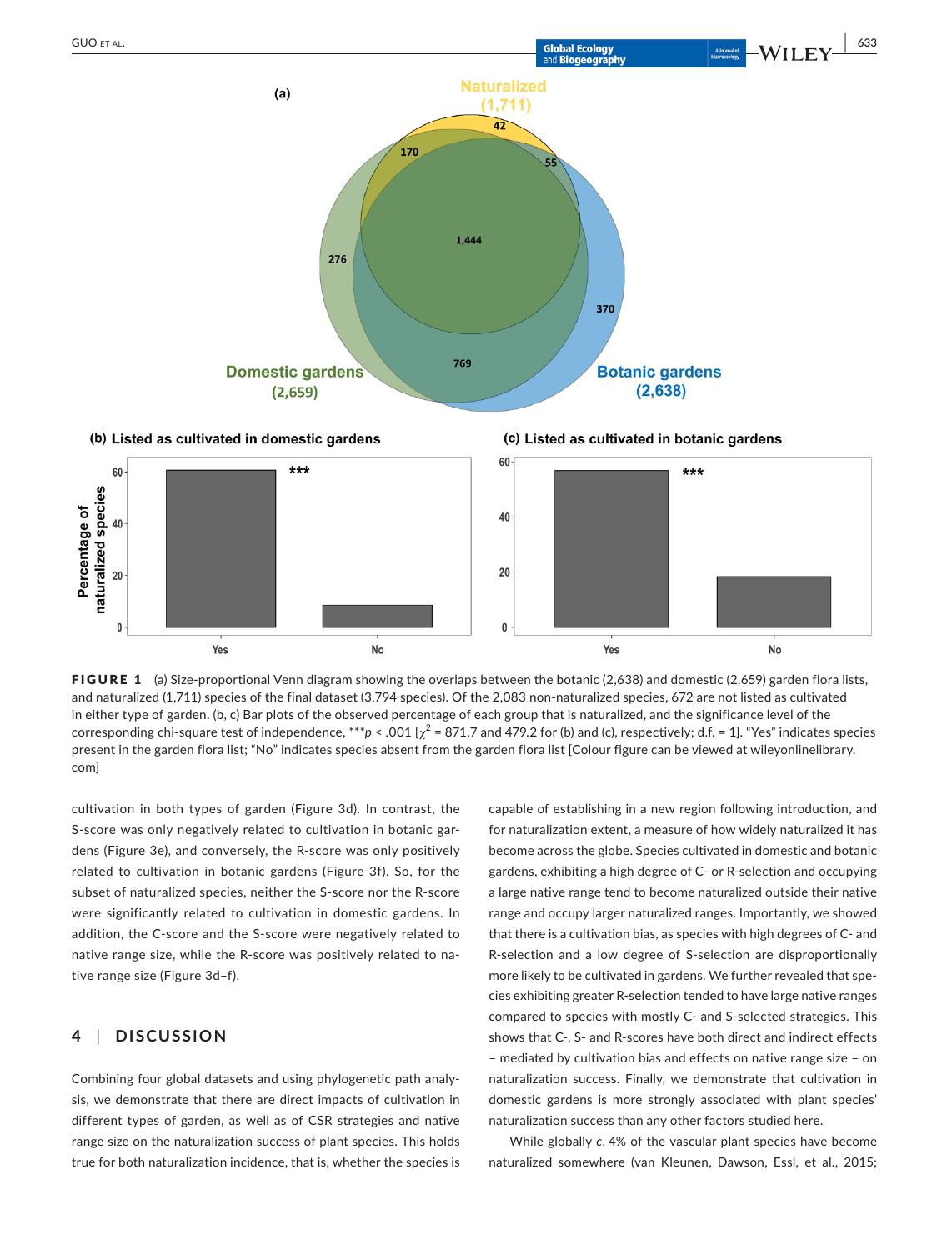**FIGURE 1** (a) Size-proportional Venn diagram showing the overlaps between the botanic (2,638) and domestic (2,659) garden flora lists, and naturalized (1,711) species of the final dataset (3,794 species). Of the 2,083 non-naturalized species, 672 are not listed as cultivated in either type of garden. (b, c) Bar plots of the observed percentage of each group that is naturalized, and the significance level of the corresponding chi-square test of independence, ***$p < .001$ [$\chi^2 = 871.7$ and 479.2 for (b) and (c), respectively; d.f. = 1]. "Yes" indicates species present in the garden flora list; "No" indicates species absent from the garden flora list [Colour figure can be viewed at wileyonlinelibrary.com]

cultivation in both types of garden (Figure 3d). In contrast, the S-score was only negatively related to cultivation in botanic gardens (Figure 3e), and conversely, the R-score was only positively related to cultivation in botanic gardens (Figure 3f). So, for the subset of naturalized species, neither the S-score nor the R-score were significantly related to cultivation in domestic gardens. In addition, the C-score and the S-score were negatively related to native range size, while the R-score was positively related to native range size (Figure 3d–f).

## 4 | DISCUSSION

Combining four global datasets and using phylogenetic path analysis, we demonstrate that there are direct impacts of cultivation in different types of garden, as well as of CSR strategies and native range size on the naturalization success of plant species. This holds true for both naturalization incidence, that is, whether the species is capable of establishing in a new region following introduction, and for naturalization extent, a measure of how widely naturalized it has become across the globe. Species cultivated in domestic and botanic gardens, exhibiting a high degree of C- or R-selection and occupying a large native range tend to become naturalized outside their native range and occupy larger naturalized ranges. Importantly, we showed that there is a cultivation bias, as species with high degrees of C- and R-selection and a low degree of S-selection are disproportionally more likely to be cultivated in gardens. We further revealed that species exhibiting greater R-selection tended to have large native ranges compared to species with mostly C- and S-selected strategies. This shows that C-, S- and R-scores have both direct and indirect effects – mediated by cultivation bias and effects on native range size – on naturalization success. Finally, we demonstrate that cultivation in domestic gardens is more strongly associated with plant species' naturalization success than any other factors studied here.

While globally *c*. 4% of the vascular plant species have become naturalized somewhere (van Kleunen, Dawson, Essl, et al., 2015;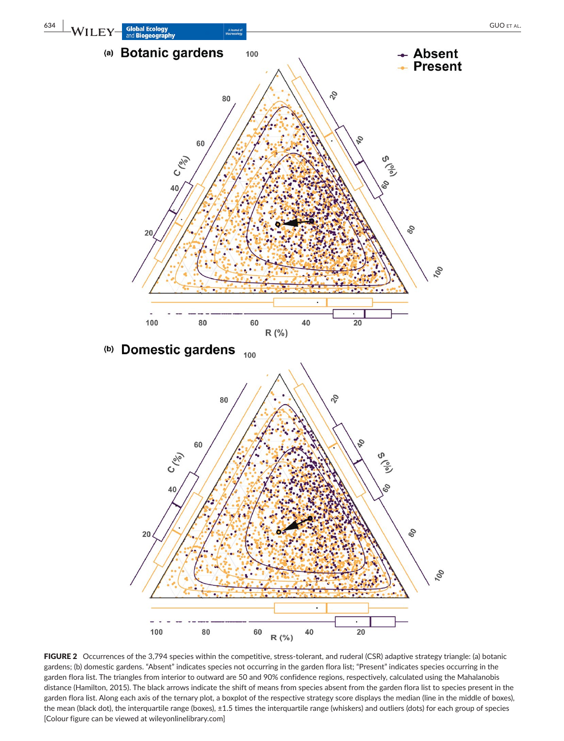**FIGURE 2** Occurrences of the 3,794 species within the competitive, stress-tolerant, and ruderal (CSR) adaptive strategy triangle: (a) botanic gardens; (b) domestic gardens. "Absent" indicates species not occurring in the garden flora list; "Present" indicates species occurring in the garden flora list. The triangles from interior to outward are 50 and 90% confidence regions, respectively, calculated using the Mahalanobis distance (Hamilton, 2015). The black arrows indicate the shift of means from species absent from the garden flora list to species present in the garden flora list. Along each axis of the ternary plot, a boxplot of the respective strategy score displays the median (line in the middle of boxes), the mean (black dot), the interquartile range (boxes), ±1.5 times the interquartile range (whiskers) and outliers (dots) for each group of species [Colour figure can be viewed at wileyonlinelibrary.com]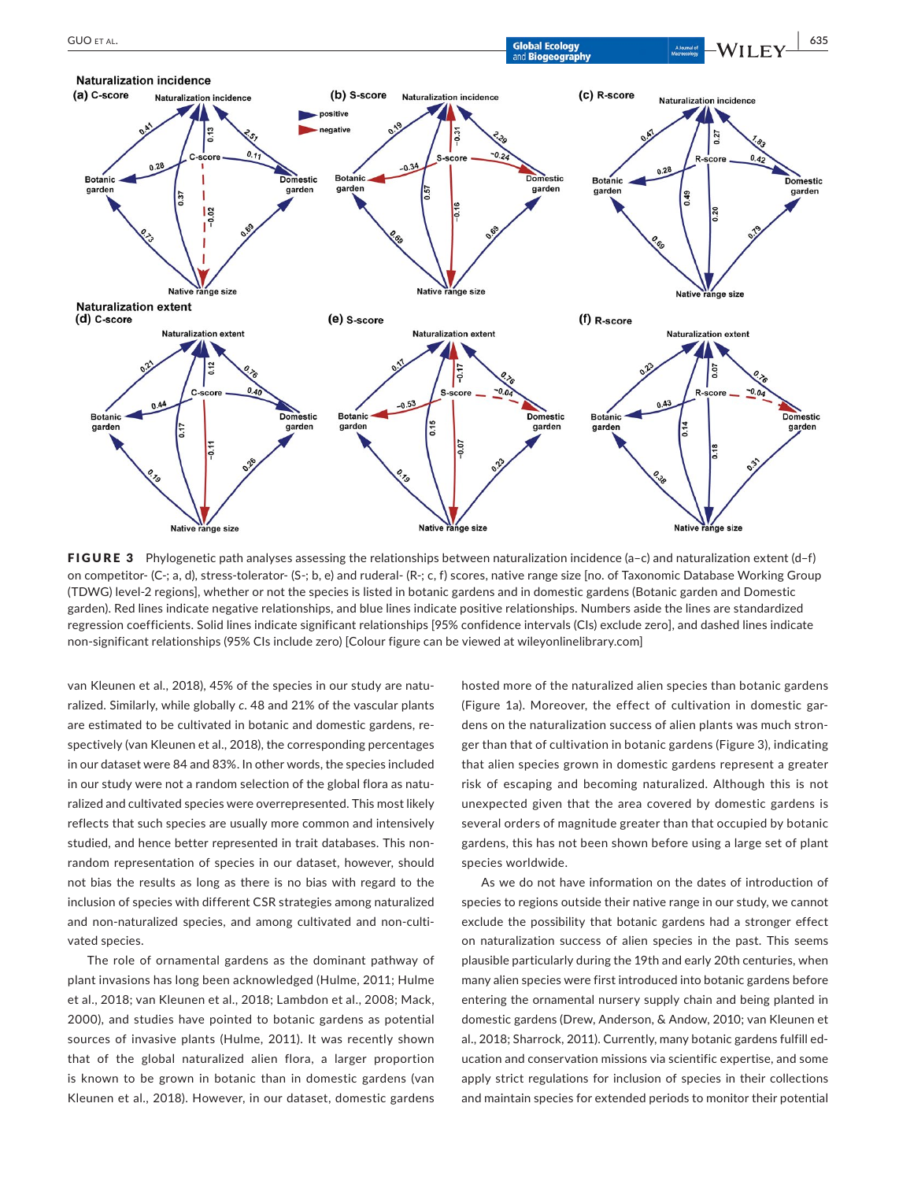**FIGURE 3** Phylogenetic path analyses assessing the relationships between naturalization incidence (a–c) and naturalization extent (d–f) on competitor- (C-; a, d), stress-tolerator- (S-; b, e) and ruderal- (R-; c, f) scores, native range size [no. of Taxonomic Database Working Group (TDWG) level-2 regions], whether or not the species is listed in botanic gardens and in domestic gardens (Botanic garden and Domestic garden). Red lines indicate negative relationships, and blue lines indicate positive relationships. Numbers aside the lines are standardized regression coefficients. Solid lines indicate significant relationships [95% confidence intervals (CIs) exclude zero], and dashed lines indicate non-significant relationships (95% CIs include zero) [Colour figure can be viewed at wileyonlinelibrary.com]

van Kleunen et al., 2018), 45% of the species in our study are naturalized. Similarly, while globally c. 48 and 21% of the vascular plants are estimated to be cultivated in botanic and domestic gardens, respectively (van Kleunen et al., 2018), the corresponding percentages in our dataset were 84 and 83%. In other words, the species included in our study were not a random selection of the global flora as naturalized and cultivated species were overrepresented. This most likely reflects that such species are usually more common and intensively studied, and hence better represented in trait databases. This non-random representation of species in our dataset, however, should not bias the results as long as there is no bias with regard to the inclusion of species with different CSR strategies among naturalized and non-naturalized species, and among cultivated and non-cultivated species.

The role of ornamental gardens as the dominant pathway of plant invasions has long been acknowledged (Hulme, 2011; Hulme et al., 2018; van Kleunen et al., 2018; Lambdon et al., 2008; Mack, 2000), and studies have pointed to botanic gardens as potential sources of invasive plants (Hulme, 2011). It was recently shown that of the global naturalized alien flora, a larger proportion is known to be grown in botanic than in domestic gardens (van Kleunen et al., 2018). However, in our dataset, domestic gardens hosted more of the naturalized alien species than botanic gardens (Figure 1a). Moreover, the effect of cultivation in domestic gardens on the naturalization success of alien plants was much stronger than that of cultivation in botanic gardens (Figure 3), indicating that alien species grown in domestic gardens represent a greater risk of escaping and becoming naturalized. Although this is not unexpected given that the area covered by domestic gardens is several orders of magnitude greater than that occupied by botanic gardens, this has not been shown before using a large set of plant species worldwide.

As we do not have information on the dates of introduction of species to regions outside their native range in our study, we cannot exclude the possibility that botanic gardens had a stronger effect on naturalization success of alien species in the past. This seems plausible particularly during the 19th and early 20th centuries, when many alien species were first introduced into botanic gardens before entering the ornamental nursery supply chain and being planted in domestic gardens (Drew, Anderson, & Andow, 2010; van Kleunen et al., 2018; Sharrock, 2011). Currently, many botanic gardens fulfill education and conservation missions via scientific expertise, and some apply strict regulations for inclusion of species in their collections and maintain species for extended periods to monitor their potential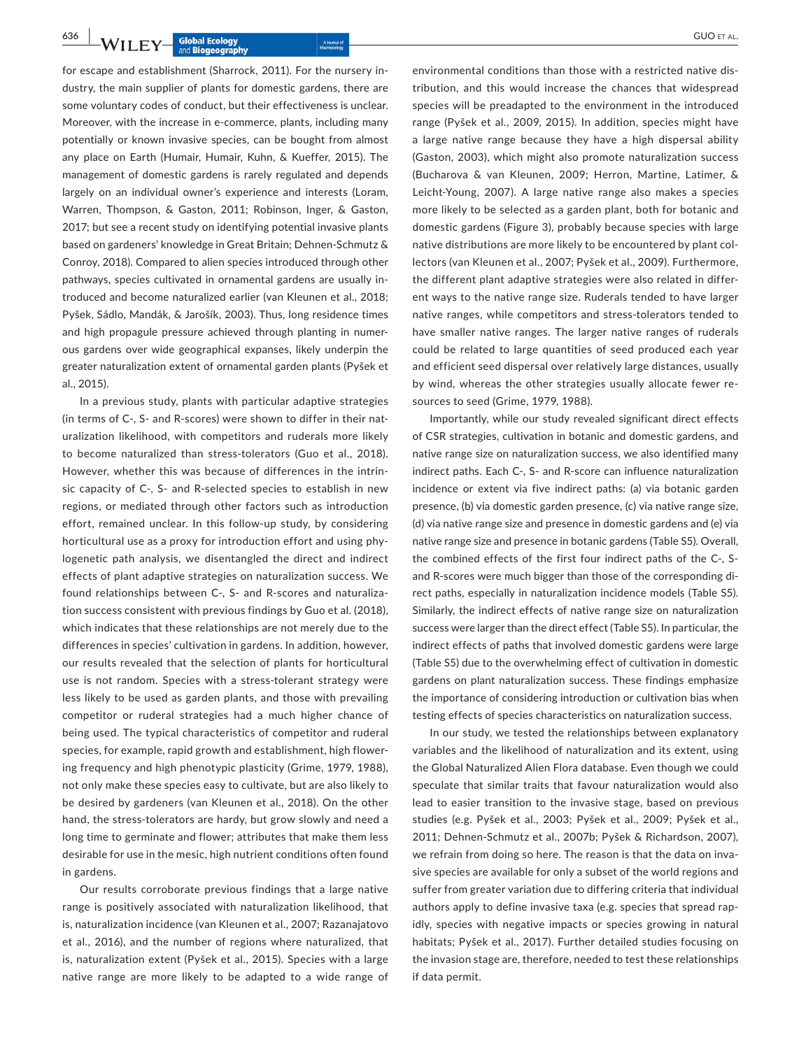for escape and establishment (Sharrock, 2011). For the nursery industry, the main supplier of plants for domestic gardens, there are some voluntary codes of conduct, but their effectiveness is unclear. Moreover, with the increase in e-commerce, plants, including many potentially or known invasive species, can be bought from almost any place on Earth (Humair, Humair, Kuhn, & Kueffer, 2015). The management of domestic gardens is rarely regulated and depends largely on an individual owner's experience and interests (Loram, Warren, Thompson, & Gaston, 2011; Robinson, Inger, & Gaston, 2017; but see a recent study on identifying potential invasive plants based on gardeners' knowledge in Great Britain; Dehnen-Schmutz & Conroy, 2018). Compared to alien species introduced through other pathways, species cultivated in ornamental gardens are usually introduced and become naturalized earlier (van Kleunen et al., 2018; Pyšek, Sádlo, Mandák, & Jarošík, 2003). Thus, long residence times and high propagule pressure achieved through planting in numerous gardens over wide geographical expanses, likely underpin the greater naturalization extent of ornamental garden plants (Pyšek et al., 2015).

In a previous study, plants with particular adaptive strategies (in terms of C-, S- and R-scores) were shown to differ in their naturalization likelihood, with competitors and ruderals more likely to become naturalized than stress-tolerators (Guo et al., 2018). However, whether this was because of differences in the intrinsic capacity of C-, S- and R-selected species to establish in new regions, or mediated through other factors such as introduction effort, remained unclear. In this follow-up study, by considering horticultural use as a proxy for introduction effort and using phylogenetic path analysis, we disentangled the direct and indirect effects of plant adaptive strategies on naturalization success. We found relationships between C-, S- and R-scores and naturalization success consistent with previous findings by Guo et al. (2018), which indicates that these relationships are not merely due to the differences in species' cultivation in gardens. In addition, however, our results revealed that the selection of plants for horticultural use is not random. Species with a stress-tolerant strategy were less likely to be used as garden plants, and those with prevailing competitor or ruderal strategies had a much higher chance of being used. The typical characteristics of competitor and ruderal species, for example, rapid growth and establishment, high flowering frequency and high phenotypic plasticity (Grime, 1979, 1988), not only make these species easy to cultivate, but are also likely to be desired by gardeners (van Kleunen et al., 2018). On the other hand, the stress-tolerators are hardy, but grow slowly and need a long time to germinate and flower; attributes that make them less desirable for use in the mesic, high nutrient conditions often found in gardens.

Our results corroborate previous findings that a large native range is positively associated with naturalization likelihood, that is, naturalization incidence (van Kleunen et al., 2007; Razanajatovo et al., 2016), and the number of regions where naturalized, that is, naturalization extent (Pyšek et al., 2015). Species with a large native range are more likely to be adapted to a wide range of environmental conditions than those with a restricted native distribution, and this would increase the chances that widespread species will be preadapted to the environment in the introduced range (Pyšek et al., 2009, 2015). In addition, species might have a large native range because they have a high dispersal ability (Gaston, 2003), which might also promote naturalization success (Bucharova & van Kleunen, 2009; Herron, Martine, Latimer, & Leicht-Young, 2007). A large native range also makes a species more likely to be selected as a garden plant, both for botanic and domestic gardens (Figure 3), probably because species with large native distributions are more likely to be encountered by plant collectors (van Kleunen et al., 2007; Pyšek et al., 2009). Furthermore, the different plant adaptive strategies were also related in different ways to the native range size. Ruderals tended to have larger native ranges, while competitors and stress-tolerators tended to have smaller native ranges. The larger native ranges of ruderals could be related to large quantities of seed produced each year and efficient seed dispersal over relatively large distances, usually by wind, whereas the other strategies usually allocate fewer resources to seed (Grime, 1979, 1988).

Importantly, while our study revealed significant direct effects of CSR strategies, cultivation in botanic and domestic gardens, and native range size on naturalization success, we also identified many indirect paths. Each C-, S- and R-score can influence naturalization incidence or extent via five indirect paths: (a) via botanic garden presence, (b) via domestic garden presence, (c) via native range size, (d) via native range size and presence in domestic gardens and (e) via native range size and presence in botanic gardens (Table S5). Overall, the combined effects of the first four indirect paths of the C-, S- and R-scores were much bigger than those of the corresponding direct paths, especially in naturalization incidence models (Table S5). Similarly, the indirect effects of native range size on naturalization success were larger than the direct effect (Table S5). In particular, the indirect effects of paths that involved domestic gardens were large (Table S5) due to the overwhelming effect of cultivation in domestic gardens on plant naturalization success. These findings emphasize the importance of considering introduction or cultivation bias when testing effects of species characteristics on naturalization success.

In our study, we tested the relationships between explanatory variables and the likelihood of naturalization and its extent, using the Global Naturalized Alien Flora database. Even though we could speculate that similar traits that favour naturalization would also lead to easier transition to the invasive stage, based on previous studies (e.g. Pyšek et al., 2003; Pyšek et al., 2009; Pyšek et al., 2011; Dehnen-Schmutz et al., 2007b; Pyšek & Richardson, 2007), we refrain from doing so here. The reason is that the data on invasive species are available for only a subset of the world regions and suffer from greater variation due to differing criteria that individual authors apply to define invasive taxa (e.g. species that spread rapidly, species with negative impacts or species growing in natural habitats; Pyšek et al., 2017). Further detailed studies focusing on the invasion stage are, therefore, needed to test these relationships if data permit.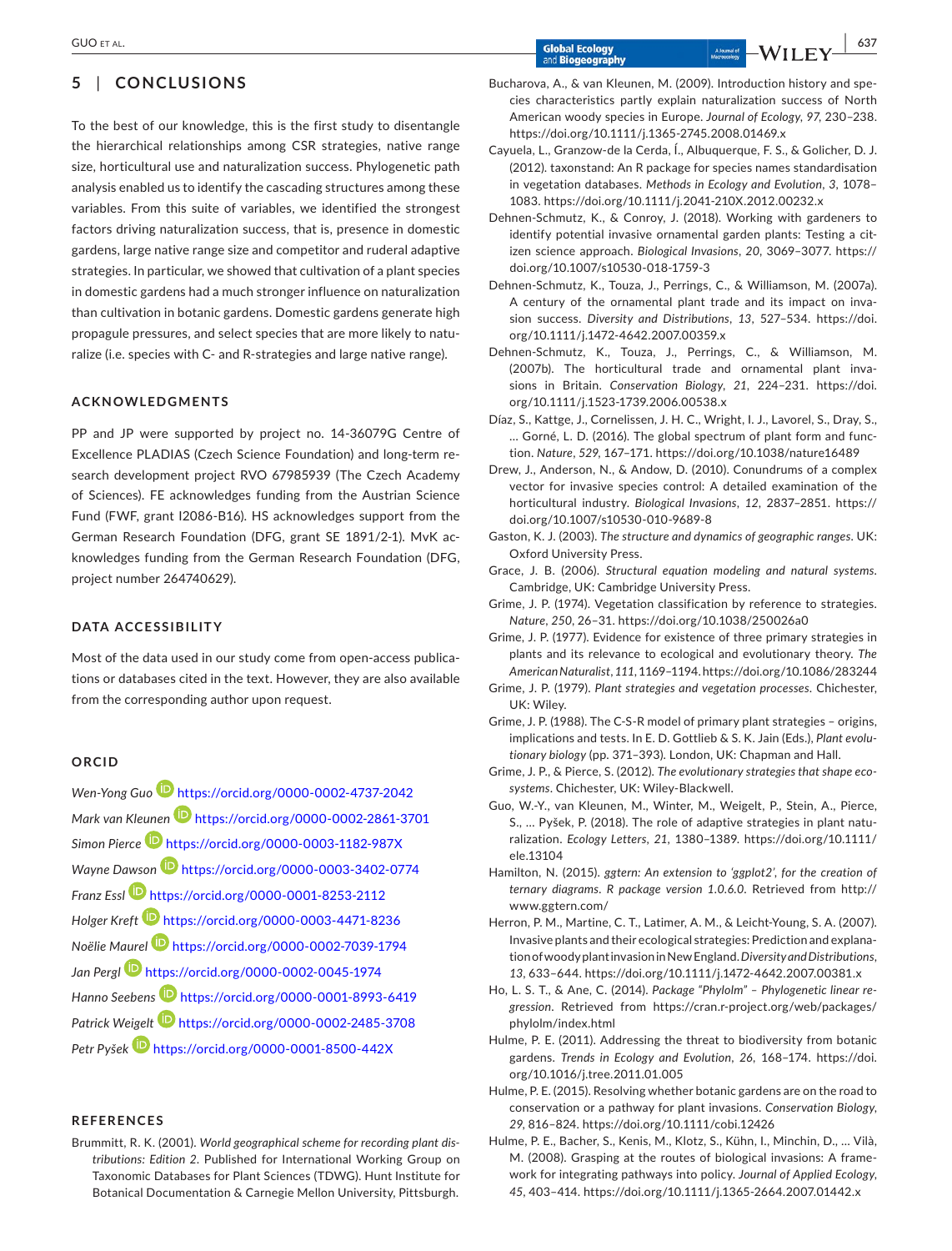## 5 | CONCLUSIONS

To the best of our knowledge, this is the first study to disentangle the hierarchical relationships among CSR strategies, native range size, horticultural use and naturalization success. Phylogenetic path analysis enabled us to identify the cascading structures among these variables. From this suite of variables, we identified the strongest factors driving naturalization success, that is, presence in domestic gardens, large native range size and competitor and ruderal adaptive strategies. In particular, we showed that cultivation of a plant species in domestic gardens had a much stronger influence on naturalization than cultivation in botanic gardens. Domestic gardens generate high propagule pressures, and select species that are more likely to naturalize (i.e. species with C- and R-strategies and large native range).

### ACKNOWLEDGMENTS

PP and JP were supported by project no. 14-36079G Centre of Excellence PLADIAS (Czech Science Foundation) and long-term research development project RVO 67985939 (The Czech Academy of Sciences). FE acknowledges funding from the Austrian Science Fund (FWF, grant I2086-B16). HS acknowledges support from the German Research Foundation (DFG, grant SE 1891/2-1). MvK acknowledges funding from the German Research Foundation (DFG, project number 264740629).

### DATA ACCESSIBILITY

Most of the data used in our study come from open-access publications or databases cited in the text. However, they are also available from the corresponding author upon request.

### ORCID

*Wen-Yong Guo* https://orcid.org/0000-0002-4737-2042
*Mark van Kleunen* https://orcid.org/0000-0002-2861-3701
*Simon Pierce* https://orcid.org/0000-0003-1182-987X
*Wayne Dawson* https://orcid.org/0000-0003-3402-0774
*Franz Essl* https://orcid.org/0000-0001-8253-2112
*Holger Kreft* https://orcid.org/0000-0003-4471-8236
*Noëlie Maurel* https://orcid.org/0000-0002-7039-1794
*Jan Pergl* https://orcid.org/0000-0002-0045-1974
*Hanno Seebens* https://orcid.org/0000-0001-8993-6419
*Patrick Weigelt* https://orcid.org/0000-0002-2485-3708
*Petr Pyšek* https://orcid.org/0000-0001-8500-442X

### REFERENCES

Brummitt, R. K. (2001). *World geographical scheme for recording plant distributions: Edition 2*. Published for International Working Group on Taxonomic Databases for Plant Sciences (TDWG). Hunt Institute for Botanical Documentation & Carnegie Mellon University, Pittsburgh.

Bucharova, A., & van Kleunen, M. (2009). Introduction history and species characteristics partly explain naturalization success of North American woody species in Europe. *Journal of Ecology*, *97*, 230–238. https://doi.org/10.1111/j.1365-2745.2008.01469.x

Cayuela, L., Granzow-de la Cerda, Í., Albuquerque, F. S., & Golicher, D. J. (2012). taxonstand: An R package for species names standardisation in vegetation databases. *Methods in Ecology and Evolution*, *3*, 1078–1083. https://doi.org/10.1111/j.2041-210X.2012.00232.x

Dehnen-Schmutz, K., & Conroy, J. (2018). Working with gardeners to identify potential invasive ornamental garden plants: Testing a citizen science approach. *Biological Invasions*, *20*, 3069–3077. https://doi.org/10.1007/s10530-018-1759-3

Dehnen-Schmutz, K., Touza, J., Perrings, C., & Williamson, M. (2007a). A century of the ornamental plant trade and its impact on invasion success. *Diversity and Distributions*, *13*, 527–534. https://doi.org/10.1111/j.1472-4642.2007.00359.x

Dehnen-Schmutz, K., Touza, J., Perrings, C., & Williamson, M. (2007b). The horticultural trade and ornamental plant invasions in Britain. *Conservation Biology*, *21*, 224–231. https://doi.org/10.1111/j.1523-1739.2006.00538.x

Díaz, S., Kattge, J., Cornelissen, J. H. C., Wright, I. J., Lavorel, S., Dray, S., … Gorné, L. D. (2016). The global spectrum of plant form and function. *Nature*, *529*, 167–171. https://doi.org/10.1038/nature16489

Drew, J., Anderson, N., & Andow, D. (2010). Conundrums of a complex vector for invasive species control: A detailed examination of the horticultural industry. *Biological Invasions*, *12*, 2837–2851. https://doi.org/10.1007/s10530-010-9689-8

Gaston, K. J. (2003). *The structure and dynamics of geographic ranges*. UK: Oxford University Press.

Grace, J. B. (2006). *Structural equation modeling and natural systems*. Cambridge, UK: Cambridge University Press.

Grime, J. P. (1974). Vegetation classification by reference to strategies. *Nature*, *250*, 26–31. https://doi.org/10.1038/250026a0

Grime, J. P. (1977). Evidence for existence of three primary strategies in plants and its relevance to ecological and evolutionary theory. *The American Naturalist*, *111*, 1169–1194. https://doi.org/10.1086/283244

Grime, J. P. (1979). *Plant strategies and vegetation processes*. Chichester, UK: Wiley.

Grime, J. P. (1988). The C-S-R model of primary plant strategies – origins, implications and tests. In E. D. Gottlieb & S. K. Jain (Eds.), *Plant evolutionary biology* (pp. 371–393). London, UK: Chapman and Hall.

Grime, J. P., & Pierce, S. (2012). *The evolutionary strategies that shape ecosystems*. Chichester, UK: Wiley-Blackwell.

Guo, W.-Y., van Kleunen, M., Winter, M., Weigelt, P., Stein, A., Pierce, S., … Pyšek, P. (2018). The role of adaptive strategies in plant naturalization. *Ecology Letters*, *21*, 1380–1389. https://doi.org/10.1111/ele.13104

Hamilton, N. (2015). *ggtern: An extension to 'ggplot2', for the creation of ternary diagrams. R package version 1.0.6.0*. Retrieved from http://www.ggtern.com/

Herron, P. M., Martine, C. T., Latimer, A. M., & Leicht-Young, S. A. (2007). Invasive plants and their ecological strategies: Prediction and explanation of woody plant invasion in New England. *Diversity and Distributions*, *13*, 633–644. https://doi.org/10.1111/j.1472-4642.2007.00381.x

Ho, L. S. T., & Ane, C. (2014). *Package "Phylolm" – Phylogenetic linear regression*. Retrieved from https://cran.r-project.org/web/packages/phylolm/index.html

Hulme, P. E. (2011). Addressing the threat to biodiversity from botanic gardens. *Trends in Ecology and Evolution*, *26*, 168–174. https://doi.org/10.1016/j.tree.2011.01.005

Hulme, P. E. (2015). Resolving whether botanic gardens are on the road to conservation or a pathway for plant invasions. *Conservation Biology*, *29*, 816–824. https://doi.org/10.1111/cobi.12426

Hulme, P. E., Bacher, S., Kenis, M., Klotz, S., Kühn, I., Minchin, D., … Vilà, M. (2008). Grasping at the routes of biological invasions: A framework for integrating pathways into policy. *Journal of Applied Ecology*, *45*, 403–414. https://doi.org/10.1111/j.1365-2664.2007.01442.x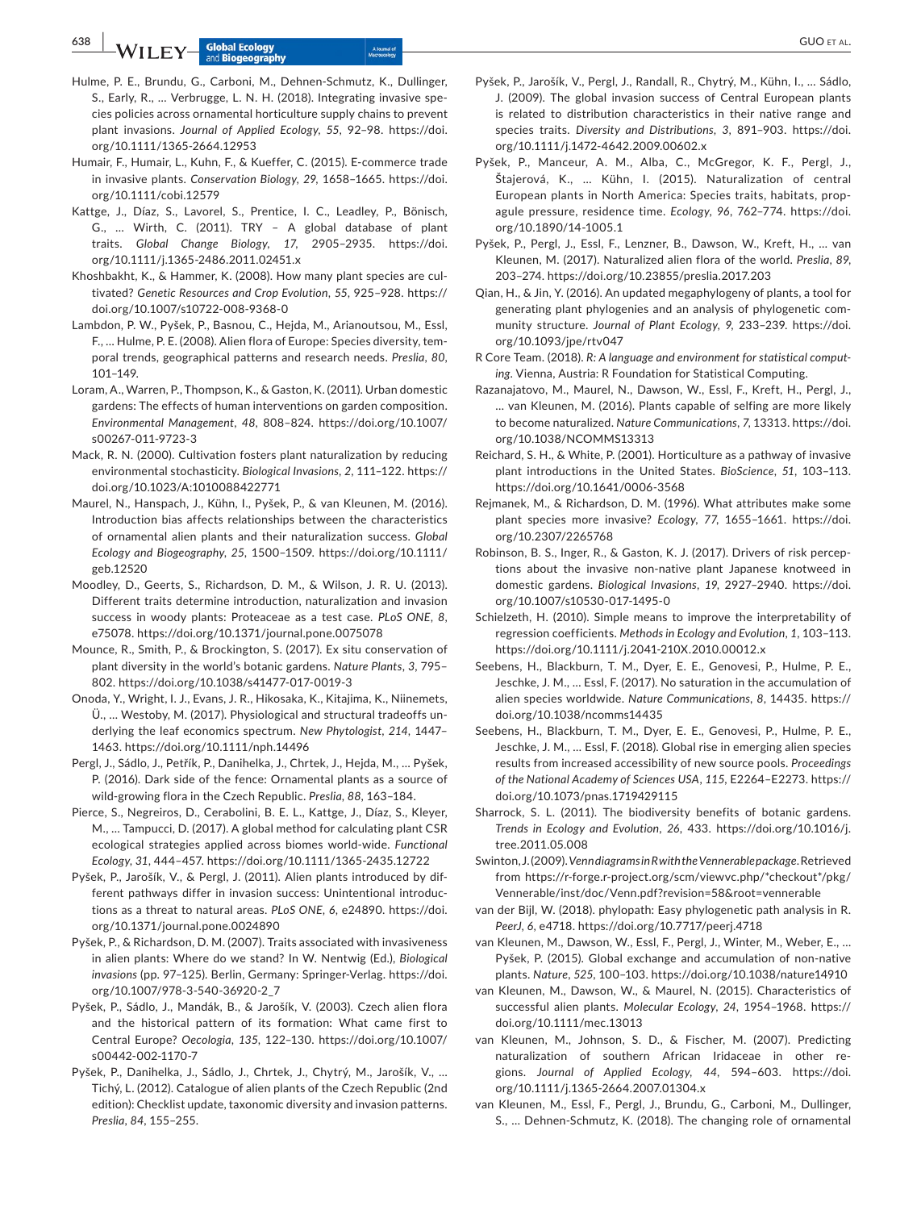Hulme, P. E., Brundu, G., Carboni, M., Dehnen-Schmutz, K., Dullinger, S., Early, R., … Verbrugge, L. N. H. (2018). Integrating invasive species policies across ornamental horticulture supply chains to prevent plant invasions. *Journal of Applied Ecology*, *55*, 92–98. https://doi.org/10.1111/1365-2664.12953

Humair, F., Humair, L., Kuhn, F., & Kueffer, C. (2015). E-commerce trade in invasive plants. *Conservation Biology*, *29*, 1658–1665. https://doi.org/10.1111/cobi.12579

Kattge, J., Díaz, S., Lavorel, S., Prentice, I. C., Leadley, P., Bönisch, G., … Wirth, C. (2011). TRY – A global database of plant traits. *Global Change Biology*, *17*, 2905–2935. https://doi.org/10.1111/j.1365-2486.2011.02451.x

Khoshbakht, K., & Hammer, K. (2008). How many plant species are cultivated? *Genetic Resources and Crop Evolution*, *55*, 925–928. https://doi.org/10.1007/s10722-008-9368-0

Lambdon, P. W., Pyšek, P., Basnou, C., Hejda, M., Arianoutsou, M., Essl, F., … Hulme, P. E. (2008). Alien flora of Europe: Species diversity, temporal trends, geographical patterns and research needs. *Preslia*, *80*, 101–149.

Loram, A., Warren, P., Thompson, K., & Gaston, K. (2011). Urban domestic gardens: The effects of human interventions on garden composition. *Environmental Management*, *48*, 808–824. https://doi.org/10.1007/s00267-011-9723-3

Mack, R. N. (2000). Cultivation fosters plant naturalization by reducing environmental stochasticity. *Biological Invasions*, *2*, 111–122. https://doi.org/10.1023/A:1010088422771

Maurel, N., Hanspach, J., Kühn, I., Pyšek, P., & van Kleunen, M. (2016). Introduction bias affects relationships between the characteristics of ornamental alien plants and their naturalization success. *Global Ecology and Biogeography*, *25*, 1500–1509. https://doi.org/10.1111/geb.12520

Moodley, D., Geerts, S., Richardson, D. M., & Wilson, J. R. U. (2013). Different traits determine introduction, naturalization and invasion success in woody plants: Proteaceae as a test case. *PLoS ONE*, *8*, e75078. https://doi.org/10.1371/journal.pone.0075078

Mounce, R., Smith, P., & Brockington, S. (2017). Ex situ conservation of plant diversity in the world's botanic gardens. *Nature Plants*, *3*, 795–802. https://doi.org/10.1038/s41477-017-0019-3

Onoda, Y., Wright, I. J., Evans, J. R., Hikosaka, K., Kitajima, K., Niinemets, Ü., … Westoby, M. (2017). Physiological and structural tradeoffs underlying the leaf economics spectrum. *New Phytologist*, *214*, 1447–1463. https://doi.org/10.1111/nph.14496

Pergl, J., Sádlo, J., Petřík, P., Danihelka, J., Chrtek, J., Hejda, M., … Pyšek, P. (2016). Dark side of the fence: Ornamental plants as a source of wild-growing flora in the Czech Republic. *Preslia*, *88*, 163–184.

Pierce, S., Negreiros, D., Cerabolini, B. E. L., Kattge, J., Díaz, S., Kleyer, M., … Tampucci, D. (2017). A global method for calculating plant CSR ecological strategies applied across biomes world-wide. *Functional Ecology*, *31*, 444–457. https://doi.org/10.1111/1365-2435.12722

Pyšek, P., Jarošík, V., & Pergl, J. (2011). Alien plants introduced by different pathways differ in invasion success: Unintentional introductions as a threat to natural areas. *PLoS ONE*, *6*, e24890. https://doi.org/10.1371/journal.pone.0024890

Pyšek, P., & Richardson, D. M. (2007). Traits associated with invasiveness in alien plants: Where do we stand? In W. Nentwig (Ed.), *Biological invasions* (pp. 97–125). Berlin, Germany: Springer-Verlag. https://doi.org/10.1007/978-3-540-36920-2_7

Pyšek, P., Sádlo, J., Mandák, B., & Jarošík, V. (2003). Czech alien flora and the historical pattern of its formation: What came first to Central Europe? *Oecologia*, *135*, 122–130. https://doi.org/10.1007/s00442-002-1170-7

Pyšek, P., Danihelka, J., Sádlo, J., Chrtek, J., Chytrý, M., Jarošík, V., … Tichý, L. (2012). Catalogue of alien plants of the Czech Republic (2nd edition): Checklist update, taxonomic diversity and invasion patterns. *Preslia*, *84*, 155–255.

Pyšek, P., Jarošík, V., Pergl, J., Randall, R., Chytrý, M., Kühn, I., … Sádlo, J. (2009). The global invasion success of Central European plants is related to distribution characteristics in their native range and species traits. *Diversity and Distributions*, *3*, 891–903. https://doi.org/10.1111/j.1472-4642.2009.00602.x

Pyšek, P., Manceur, A. M., Alba, C., McGregor, K. F., Pergl, J., Štajerová, K., … Kühn, I. (2015). Naturalization of central European plants in North America: Species traits, habitats, propagule pressure, residence time. *Ecology*, *96*, 762–774. https://doi.org/10.1890/14-1005.1

Pyšek, P., Pergl, J., Essl, F., Lenzner, B., Dawson, W., Kreft, H., … van Kleunen, M. (2017). Naturalized alien flora of the world. *Preslia*, *89*, 203–274. https://doi.org/10.23855/preslia.2017.203

Qian, H., & Jin, Y. (2016). An updated megaphylogeny of plants, a tool for generating plant phylogenies and an analysis of phylogenetic community structure. *Journal of Plant Ecology*, *9*, 233–239. https://doi.org/10.1093/jpe/rtv047

R Core Team. (2018). *R: A language and environment for statistical computing*. Vienna, Austria: R Foundation for Statistical Computing.

Razanajatovo, M., Maurel, N., Dawson, W., Essl, F., Kreft, H., Pergl, J., … van Kleunen, M. (2016). Plants capable of selfing are more likely to become naturalized. *Nature Communications*, *7*, 13313. https://doi.org/10.1038/NCOMMS13313

Reichard, S. H., & White, P. (2001). Horticulture as a pathway of invasive plant introductions in the United States. *BioScience*, *51*, 103–113. https://doi.org/10.1641/0006-3568

Rejmanek, M., & Richardson, D. M. (1996). What attributes make some plant species more invasive? *Ecology*, *77*, 1655–1661. https://doi.org/10.2307/2265768

Robinson, B. S., Inger, R., & Gaston, K. J. (2017). Drivers of risk perceptions about the invasive non-native plant Japanese knotweed in domestic gardens. *Biological Invasions*, *19*, 2927–2940. https://doi.org/10.1007/s10530-017-1495-0

Schielzeth, H. (2010). Simple means to improve the interpretability of regression coefficients. *Methods in Ecology and Evolution*, *1*, 103–113. https://doi.org/10.1111/j.2041-210X.2010.00012.x

Seebens, H., Blackburn, T. M., Dyer, E. E., Genovesi, P., Hulme, P. E., Jeschke, J. M., … Essl, F. (2017). No saturation in the accumulation of alien species worldwide. *Nature Communications*, *8*, 14435. https://doi.org/10.1038/ncomms14435

Seebens, H., Blackburn, T. M., Dyer, E. E., Genovesi, P., Hulme, P. E., Jeschke, J. M., … Essl, F. (2018). Global rise in emerging alien species results from increased accessibility of new source pools. *Proceedings of the National Academy of Sciences USA*, *115*, E2264–E2273. https://doi.org/10.1073/pnas.1719429115

Sharrock, S. L. (2011). The biodiversity benefits of botanic gardens. *Trends in Ecology and Evolution*, *26*, 433. https://doi.org/10.1016/j.tree.2011.05.008

Swinton, J. (2009). *Venn diagrams in R with the Vennerable package*. Retrieved from https://r-forge.r-project.org/scm/viewvc.php/*checkout*/pkg/Vennerable/inst/doc/Venn.pdf?revision=58&root=vennerable

van der Bijl, W. (2018). phylopath: Easy phylogenetic path analysis in R. *PeerJ*, *6*, e4718. https://doi.org/10.7717/peerj.4718

van Kleunen, M., Dawson, W., Essl, F., Pergl, J., Winter, M., Weber, E., … Pyšek, P. (2015). Global exchange and accumulation of non-native plants. *Nature*, *525*, 100–103. https://doi.org/10.1038/nature14910

van Kleunen, M., Dawson, W., & Maurel, N. (2015). Characteristics of successful alien plants. *Molecular Ecology*, *24*, 1954–1968. https://doi.org/10.1111/mec.13013

van Kleunen, M., Johnson, S. D., & Fischer, M. (2007). Predicting naturalization of southern African Iridaceae in other regions. *Journal of Applied Ecology*, *44*, 594–603. https://doi.org/10.1111/j.1365-2664.2007.01304.x

van Kleunen, M., Essl, F., Pergl, J., Brundu, G., Carboni, M., Dullinger, S., … Dehnen-Schmutz, K. (2018). The changing role of ornamental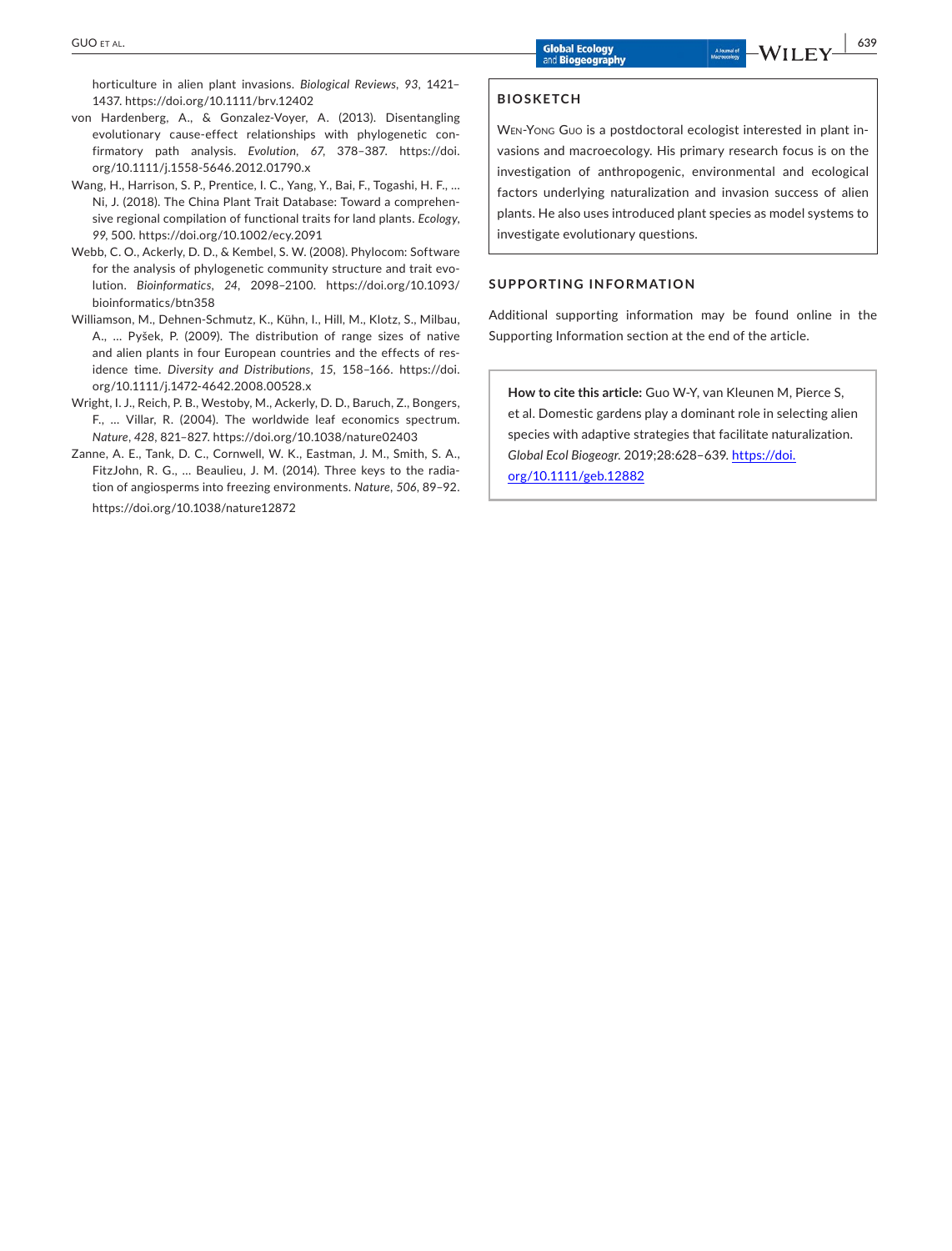horticulture in alien plant invasions. *Biological Reviews*, *93*, 1421–1437. https://doi.org/10.1111/brv.12402

von Hardenberg, A., & Gonzalez-Voyer, A. (2013). Disentangling evolutionary cause-effect relationships with phylogenetic confirmatory path analysis. *Evolution*, *67*, 378–387. https://doi.org/10.1111/j.1558-5646.2012.01790.x

Wang, H., Harrison, S. P., Prentice, I. C., Yang, Y., Bai, F., Togashi, H. F., … Ni, J. (2018). The China Plant Trait Database: Toward a comprehensive regional compilation of functional traits for land plants. *Ecology*, *99*, 500. https://doi.org/10.1002/ecy.2091

Webb, C. O., Ackerly, D. D., & Kembel, S. W. (2008). Phylocom: Software for the analysis of phylogenetic community structure and trait evolution. *Bioinformatics*, *24*, 2098–2100. https://doi.org/10.1093/bioinformatics/btn358

Williamson, M., Dehnen-Schmutz, K., Kühn, I., Hill, M., Klotz, S., Milbau, A., … Pyšek, P. (2009). The distribution of range sizes of native and alien plants in four European countries and the effects of residence time. *Diversity and Distributions*, *15*, 158–166. https://doi.org/10.1111/j.1472-4642.2008.00528.x

Wright, I. J., Reich, P. B., Westoby, M., Ackerly, D. D., Baruch, Z., Bongers, F., … Villar, R. (2004). The worldwide leaf economics spectrum. *Nature*, *428*, 821–827. https://doi.org/10.1038/nature02403

Zanne, A. E., Tank, D. C., Cornwell, W. K., Eastman, J. M., Smith, S. A., FitzJohn, R. G., … Beaulieu, J. M. (2014). Three keys to the radiation of angiosperms into freezing environments. *Nature*, *506*, 89–92. https://doi.org/10.1038/nature12872

## BIOSKETCH

Wen-Yong Guo is a postdoctoral ecologist interested in plant invasions and macroecology. His primary research focus is on the investigation of anthropogenic, environmental and ecological factors underlying naturalization and invasion success of alien plants. He also uses introduced plant species as model systems to investigate evolutionary questions.

## SUPPORTING INFORMATION

Additional supporting information may be found online in the Supporting Information section at the end of the article.

**How to cite this article:** Guo W-Y, van Kleunen M, Pierce S, et al. Domestic gardens play a dominant role in selecting alien species with adaptive strategies that facilitate naturalization. *Global Ecol Biogeogr.* 2019;28:628–639. https://doi.org/10.1111/geb.12882